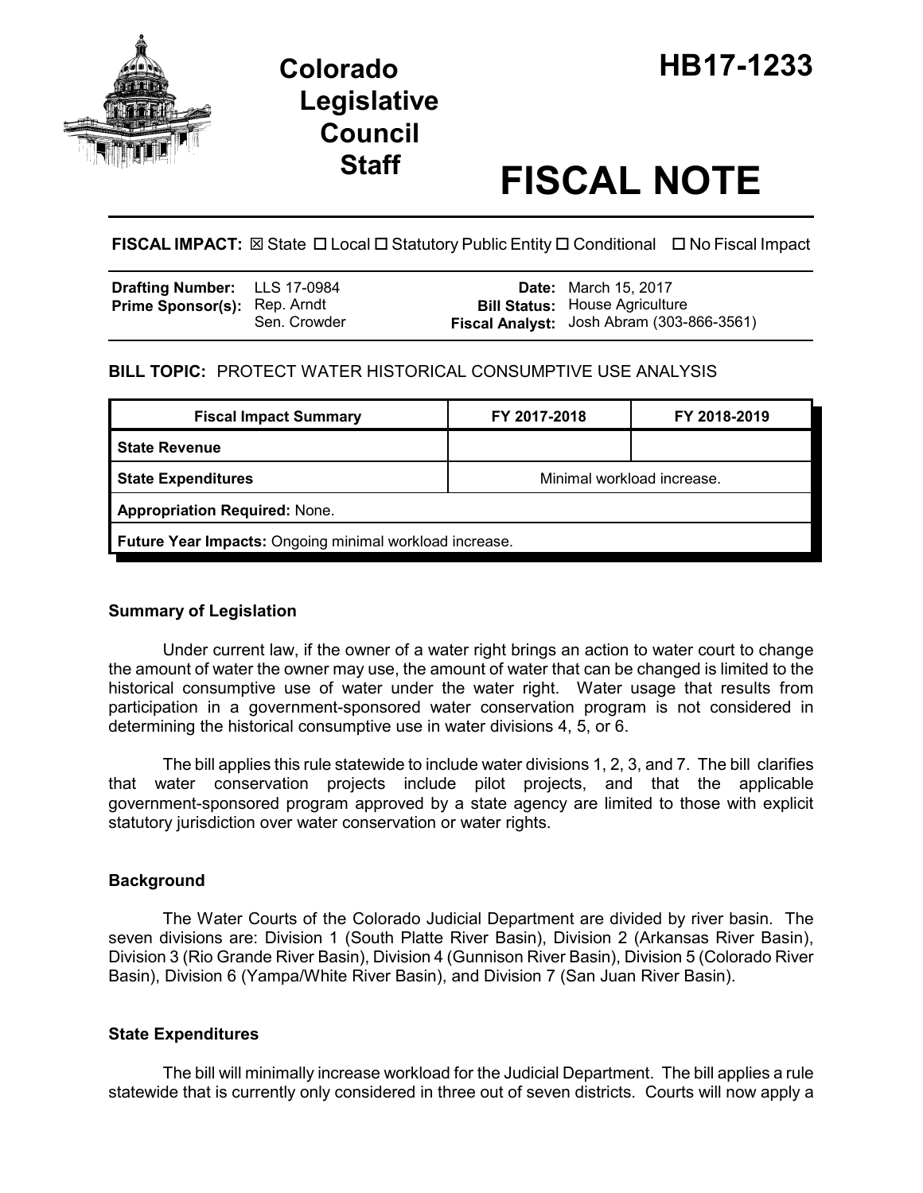# Colorado Legislative Council Staff

# HB17-1233

# FISCAL NOTE

**FISCAL IMPACT:** ☒ State ☐ Local ☐ Statutory Public Entity ☐ Conditional ☐ No Fiscal Impact

| | | | |
|---|---|---|---|
| **Drafting Number:** | LLS 17-0984 | **Date:** | March 15, 2017 |
| **Prime Sponsor(s):** | Rep. Arndt<br>Sen. Crowder | **Bill Status:** | House Agriculture |
| | | **Fiscal Analyst:** | Josh Abram (303-866-3561) |

## BILL TOPIC: PROTECT WATER HISTORICAL CONSUMPTIVE USE ANALYSIS

| Fiscal Impact Summary | FY 2017-2018 | FY 2018-2019 |
|---|---|---|
| **State Revenue** | | |
| **State Expenditures** | Minimal workload increase. | |
| **Appropriation Required:** None. | | |
| **Future Year Impacts:** Ongoing minimal workload increase. | | |

### Summary of Legislation

Under current law, if the owner of a water right brings an action to water court to change the amount of water the owner may use, the amount of water that can be changed is limited to the historical consumptive use of water under the water right. Water usage that results from participation in a government-sponsored water conservation program is not considered in determining the historical consumptive use in water divisions 4, 5, or 6.

The bill applies this rule statewide to include water divisions 1, 2, 3, and 7. The bill clarifies that water conservation projects include pilot projects, and that the applicable government-sponsored program approved by a state agency are limited to those with explicit statutory jurisdiction over water conservation or water rights.

### Background

The Water Courts of the Colorado Judicial Department are divided by river basin. The seven divisions are: Division 1 (South Platte River Basin), Division 2 (Arkansas River Basin), Division 3 (Rio Grande River Basin), Division 4 (Gunnison River Basin), Division 5 (Colorado River Basin), Division 6 (Yampa/White River Basin), and Division 7 (San Juan River Basin).

### State Expenditures

The bill will minimally increase workload for the Judicial Department. The bill applies a rule statewide that is currently only considered in three out of seven districts. Courts will now apply a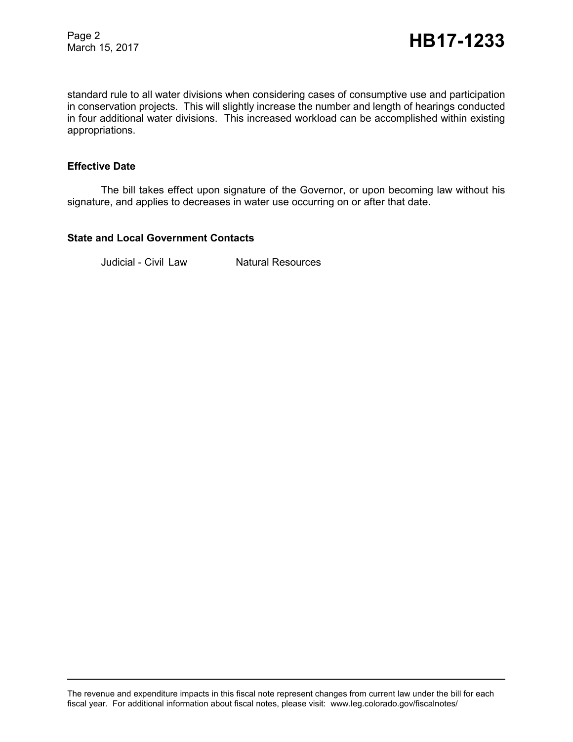standard rule to all water divisions when considering cases of consumptive use and participation in conservation projects. This will slightly increase the number and length of hearings conducted in four additional water divisions. This increased workload can be accomplished within existing appropriations.

**Effective Date**

The bill takes effect upon signature of the Governor, or upon becoming law without his signature, and applies to decreases in water use occurring on or after that date.

**State and Local Government Contacts**

Judicial - Civil Law    Natural Resources

The revenue and expenditure impacts in this fiscal note represent changes from current law under the bill for each fiscal year. For additional information about fiscal notes, please visit: www.leg.colorado.gov/fiscalnotes/